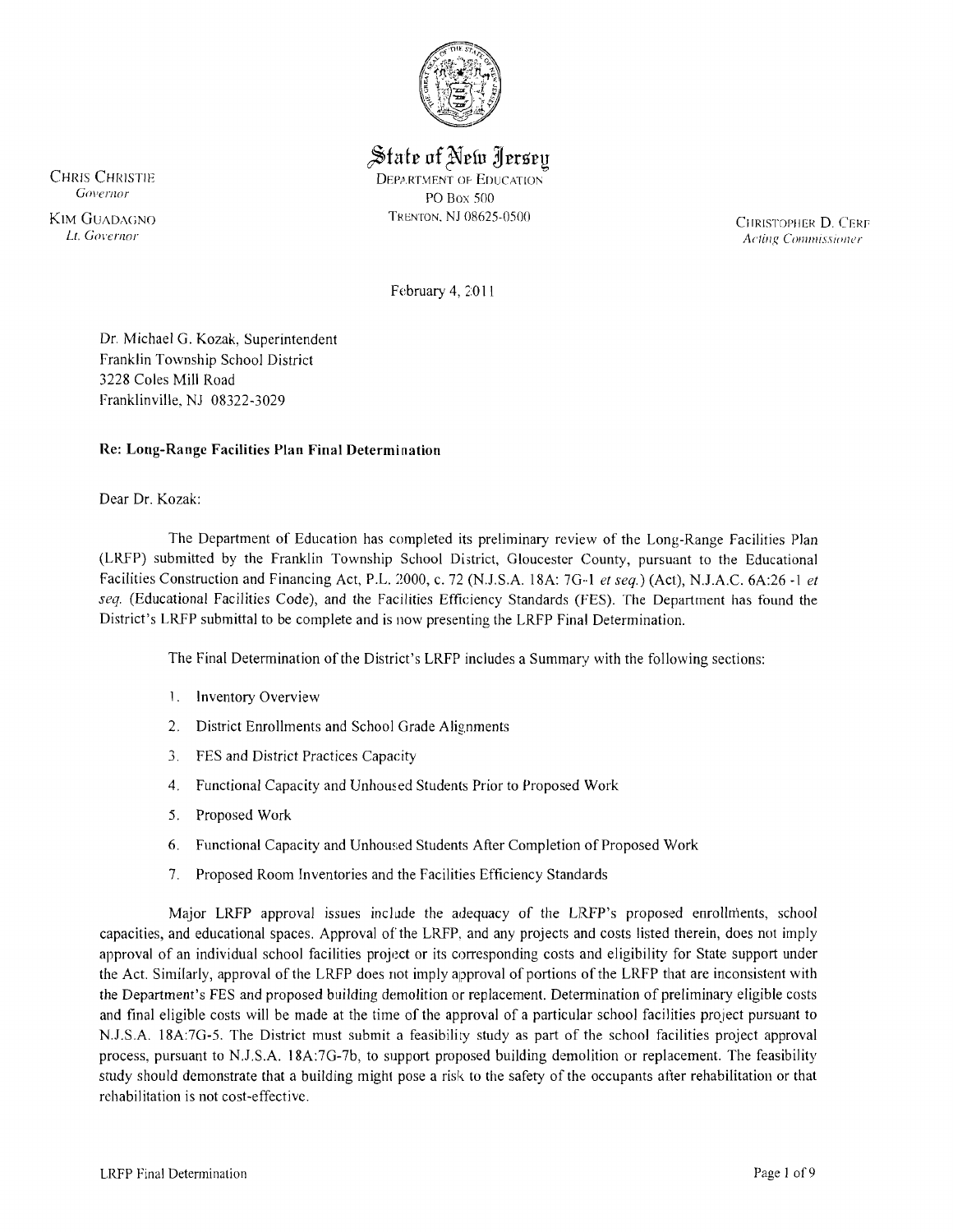# State of New Jersey

DEPARTMENT OF EDUCATION
PO Box 500
TRENTON, NJ 08625-0500

CHRIS CHRISTIE
*Governor*

KIM GUADAGNO
*Lt. Governor*

CHRISTOPHER D. CERF
*Acting Commissioner*

February 4, 2011

Dr. Michael G. Kozak, Superintendent
Franklin Township School District
3228 Coles Mill Road
Franklinville, NJ 08322-3029

**Re: Long-Range Facilities Plan Final Determination**

Dear Dr. Kozak:

The Department of Education has completed its preliminary review of the Long-Range Facilities Plan (LRFP) submitted by the Franklin Township School District, Gloucester County, pursuant to the Educational Facilities Construction and Financing Act, P.L. 2000, c. 72 (N.J.S.A. 18A: 7G-1 *et seq.*) (Act), N.J.A.C. 6A:26 -1 *et seq.* (Educational Facilities Code), and the Facilities Efficiency Standards (FES). The Department has found the District's LRFP submittal to be complete and is now presenting the LRFP Final Determination.

The Final Determination of the District's LRFP includes a Summary with the following sections:

1. Inventory Overview
2. District Enrollments and School Grade Alignments
3. FES and District Practices Capacity
4. Functional Capacity and Unhoused Students Prior to Proposed Work
5. Proposed Work
6. Functional Capacity and Unhoused Students After Completion of Proposed Work
7. Proposed Room Inventories and the Facilities Efficiency Standards

Major LRFP approval issues include the adequacy of the LRFP's proposed enrollments, school capacities, and educational spaces. Approval of the LRFP, and any projects and costs listed therein, does not imply approval of an individual school facilities project or its corresponding costs and eligibility for State support under the Act. Similarly, approval of the LRFP does not imply approval of portions of the LRFP that are inconsistent with the Department's FES and proposed building demolition or replacement. Determination of preliminary eligible costs and final eligible costs will be made at the time of the approval of a particular school facilities project pursuant to N.J.S.A. 18A:7G-5. The District must submit a feasibility study as part of the school facilities project approval process, pursuant to N.J.S.A. 18A:7G-7b, to support proposed building demolition or replacement. The feasibility study should demonstrate that a building might pose a risk to the safety of the occupants after rehabilitation or that rehabilitation is not cost-effective.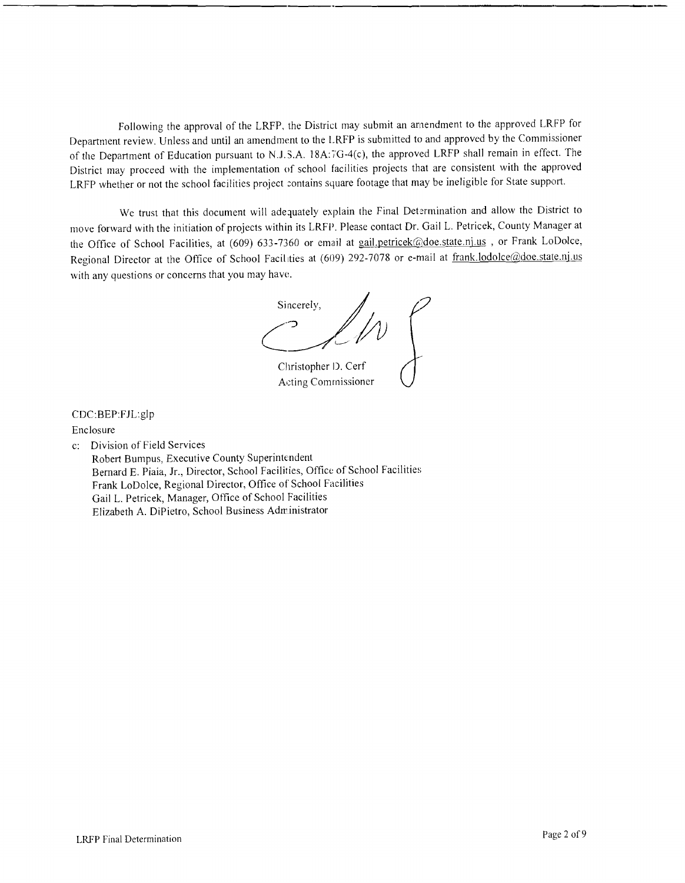Following the approval of the LRFP, the District may submit an amendment to the approved LRFP for Department review. Unless and until an amendment to the LRFP is submitted to and approved by the Commissioner of the Department of Education pursuant to N.J.S.A. 18A:7G-4(c), the approved LRFP shall remain in effect. The District may proceed with the implementation of school facilities projects that are consistent with the approved LRFP whether or not the school facilities project contains square footage that may be ineligible for State support.

We trust that this document will adequately explain the Final Determination and allow the District to move forward with the initiation of projects within its LRFP. Please contact Dr. Gail L. Petricek, County Manager at the Office of School Facilities, at (609) 633-7360 or email at gail.petricek@doe.state.nj.us , or Frank LoDolce, Regional Director at the Office of School Facilities at (609) 292-7078 or e-mail at frank.lodolce@doe.state.nj.us with any questions or concerns that you may have.

Sincerely,

Christopher D. Cerf
Acting Commissioner

CDC:BEP:FJL:glp

Enclosure

c: Division of Field Services
Robert Bumpus, Executive County Superintendent
Bernard E. Piaia, Jr., Director, School Facilities, Office of School Facilities
Frank LoDolce, Regional Director, Office of School Facilities
Gail L. Petricek, Manager, Office of School Facilities
Elizabeth A. DiPietro, School Business Administrator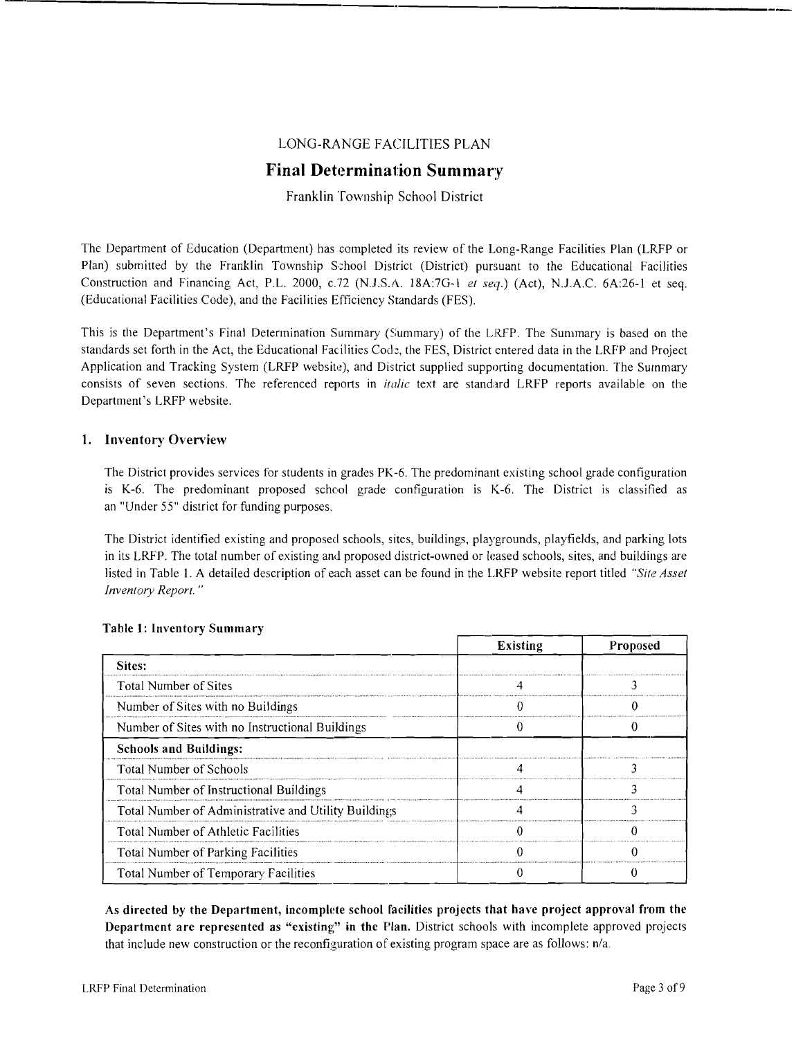LONG-RANGE FACILITIES PLAN

# Final Determination Summary

Franklin Township School District

The Department of Education (Department) has completed its review of the Long-Range Facilities Plan (LRFP or Plan) submitted by the Franklin Township School District (District) pursuant to the Educational Facilities Construction and Financing Act, P.L. 2000, c.72 (N.J.S.A. 18A:7G-1 *et seq.*) (Act), N.J.A.C. 6A:26-1 et seq. (Educational Facilities Code), and the Facilities Efficiency Standards (FES).

This is the Department's Final Determination Summary (Summary) of the LRFP. The Summary is based on the standards set forth in the Act, the Educational Facilities Code, the FES, District entered data in the LRFP and Project Application and Tracking System (LRFP website), and District supplied supporting documentation. The Summary consists of seven sections. The referenced reports in *italic* text are standard LRFP reports available on the Department's LRFP website.

## 1. Inventory Overview

The District provides services for students in grades PK-6. The predominant existing school grade configuration is K-6. The predominant proposed school grade configuration is K-6. The District is classified as an "Under 55" district for funding purposes.

The District identified existing and proposed schools, sites, buildings, playgrounds, playfields, and parking lots in its LRFP. The total number of existing and proposed district-owned or leased schools, sites, and buildings are listed in Table 1. A detailed description of each asset can be found in the LRFP website report titled *"Site Asset Inventory Report."*

**Table 1: Inventory Summary**

| | Existing | Proposed |
|---|---|---|
| **Sites:** | | |
| Total Number of Sites | 4 | 3 |
| Number of Sites with no Buildings | 0 | 0 |
| Number of Sites with no Instructional Buildings | 0 | 0 |
| **Schools and Buildings:** | | |
| Total Number of Schools | 4 | 3 |
| Total Number of Instructional Buildings | 4 | 3 |
| Total Number of Administrative and Utility Buildings | 4 | 3 |
| Total Number of Athletic Facilities | 0 | 0 |
| Total Number of Parking Facilities | 0 | 0 |
| Total Number of Temporary Facilities | 0 | 0 |

**As directed by the Department, incomplete school facilities projects that have project approval from the Department are represented as "existing" in the Plan.** District schools with incomplete approved projects that include new construction or the reconfiguration of existing program space are as follows: n/a.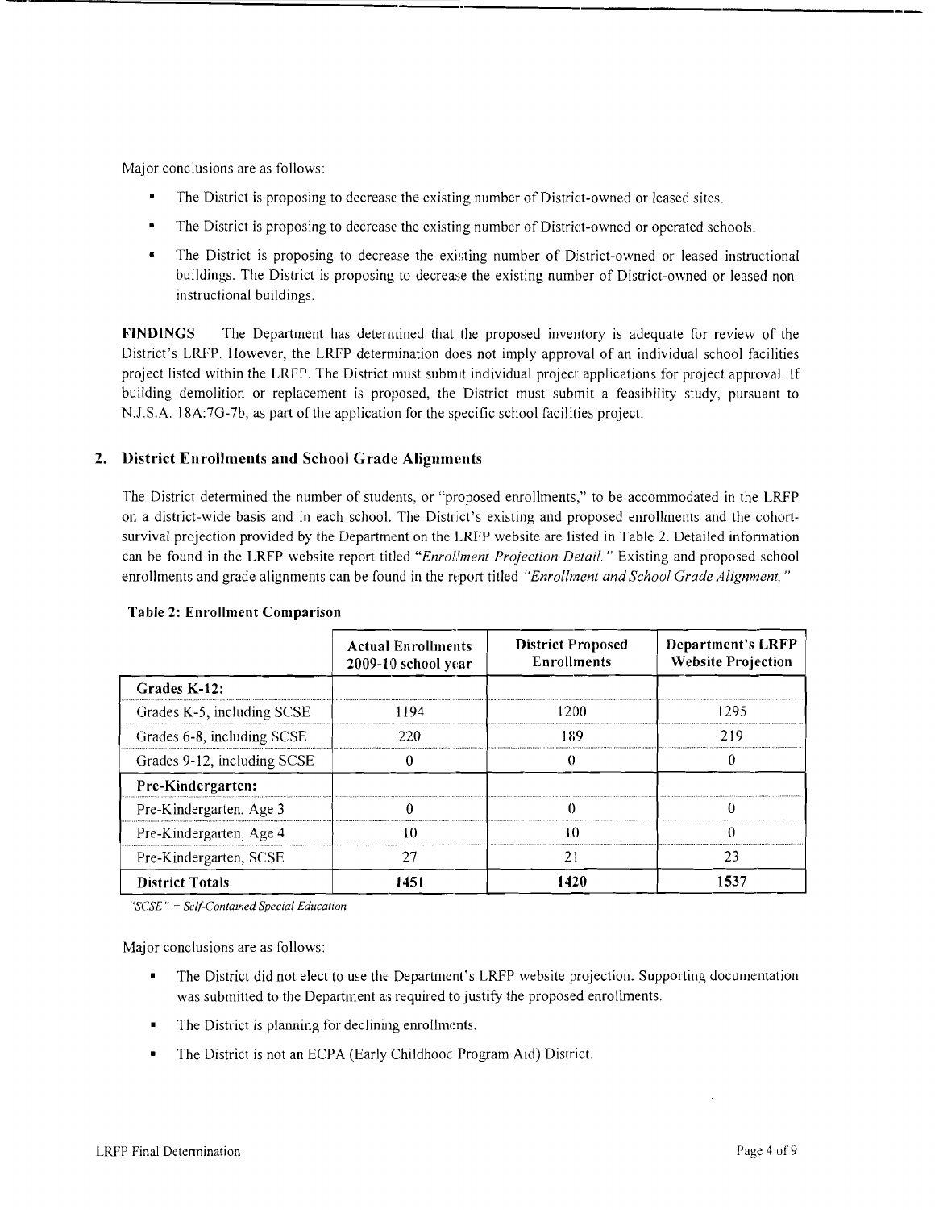Major conclusions are as follows:

- The District is proposing to decrease the existing number of District-owned or leased sites.
- The District is proposing to decrease the existing number of District-owned or operated schools.
- The District is proposing to decrease the existing number of District-owned or leased instructional buildings. The District is proposing to decrease the existing number of District-owned or leased non-instructional buildings.

**FINDINGS** The Department has determined that the proposed inventory is adequate for review of the District's LRFP. However, the LRFP determination does not imply approval of an individual school facilities project listed within the LRFP. The District must submit individual project applications for project approval. If building demolition or replacement is proposed, the District must submit a feasibility study, pursuant to N.J.S.A. 18A:7G-7b, as part of the application for the specific school facilities project.

## 2. District Enrollments and School Grade Alignments

The District determined the number of students, or "proposed enrollments," to be accommodated in the LRFP on a district-wide basis and in each school. The District's existing and proposed enrollments and the cohort-survival projection provided by the Department on the LRFP website are listed in Table 2. Detailed information can be found in the LRFP website report titled *"Enrollment Projection Detail."* Existing and proposed school enrollments and grade alignments can be found in the report titled *"Enrollment and School Grade Alignment."*

**Table 2: Enrollment Comparison**

| | Actual Enrollments 2009-10 school year | District Proposed Enrollments | Department's LRFP Website Projection |
|---|---|---|---|
| **Grades K-12:** | | | |
| Grades K-5, including SCSE | 1194 | 1200 | 1295 |
| Grades 6-8, including SCSE | 220 | 189 | 219 |
| Grades 9-12, including SCSE | 0 | 0 | 0 |
| **Pre-Kindergarten:** | | | |
| Pre-Kindergarten, Age 3 | 0 | 0 | 0 |
| Pre-Kindergarten, Age 4 | 10 | 10 | 0 |
| Pre-Kindergarten, SCSE | 27 | 21 | 23 |
| **District Totals** | **1451** | **1420** | **1537** |

*"SCSE" = Self-Contained Special Education*

Major conclusions are as follows:

- The District did not elect to use the Department's LRFP website projection. Supporting documentation was submitted to the Department as required to justify the proposed enrollments.
- The District is planning for declining enrollments.
- The District is not an ECPA (Early Childhood Program Aid) District.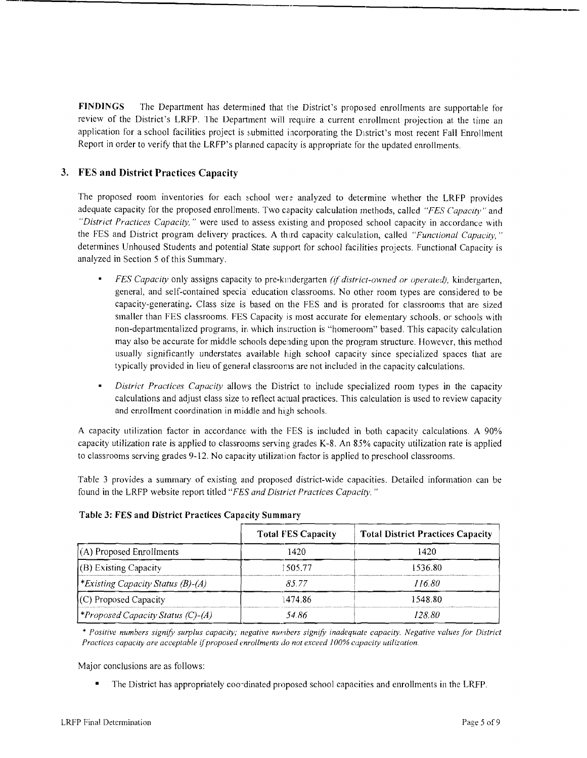**FINDINGS** The Department has determined that the District's proposed enrollments are supportable for review of the District's LRFP. The Department will require a current enrollment projection at the time an application for a school facilities project is submitted incorporating the District's most recent Fall Enrollment Report in order to verify that the LRFP's planned capacity is appropriate for the updated enrollments.

## 3. FES and District Practices Capacity

The proposed room inventories for each school were analyzed to determine whether the LRFP provides adequate capacity for the proposed enrollments. Two capacity calculation methods, called *"FES Capacity"* and *"District Practices Capacity,"* were used to assess existing and proposed school capacity in accordance with the FES and District program delivery practices. A third capacity calculation, called *"Functional Capacity,"* determines Unhoused Students and potential State support for school facilities projects. Functional Capacity is analyzed in Section 5 of this Summary.

- *FES Capacity* only assigns capacity to pre-kindergarten *(if district-owned or operated),* kindergarten, general, and self-contained special education classrooms. No other room types are considered to be capacity-generating. Class size is based on the FES and is prorated for classrooms that are sized smaller than FES classrooms. FES Capacity is most accurate for elementary schools, or schools with non-departmentalized programs, in which instruction is "homeroom" based. This capacity calculation may also be accurate for middle schools depending upon the program structure. However, this method usually significantly understates available high school capacity since specialized spaces that are typically provided in lieu of general classrooms are not included in the capacity calculations.
- *District Practices Capacity* allows the District to include specialized room types in the capacity calculations and adjust class size to reflect actual practices. This calculation is used to review capacity and enrollment coordination in middle and high schools.

A capacity utilization factor in accordance with the FES is included in both capacity calculations. A 90% capacity utilization rate is applied to classrooms serving grades K-8. An 85% capacity utilization rate is applied to classrooms serving grades 9-12. No capacity utilization factor is applied to preschool classrooms.

Table 3 provides a summary of existing and proposed district-wide capacities. Detailed information can be found in the LRFP website report titled *"FES and District Practices Capacity."*

**Table 3: FES and District Practices Capacity Summary**

| | Total FES Capacity | Total District Practices Capacity |
|---|---|---|
| (A) Proposed Enrollments | 1420 | 1420 |
| (B) Existing Capacity | 1505.77 | 1536.80 |
| *\*Existing Capacity Status (B)-(A)* | *85.77* | *116.80* |
| (C) Proposed Capacity | 1474.86 | 1548.80 |
| *\*Proposed Capacity Status (C)-(A)* | *54.86* | *128.80* |

*\* Positive numbers signify surplus capacity; negative numbers signify inadequate capacity. Negative values for District Practices capacity are acceptable if proposed enrollments do not exceed 100% capacity utilization.*

Major conclusions are as follows:

- The District has appropriately coordinated proposed school capacities and enrollments in the LRFP.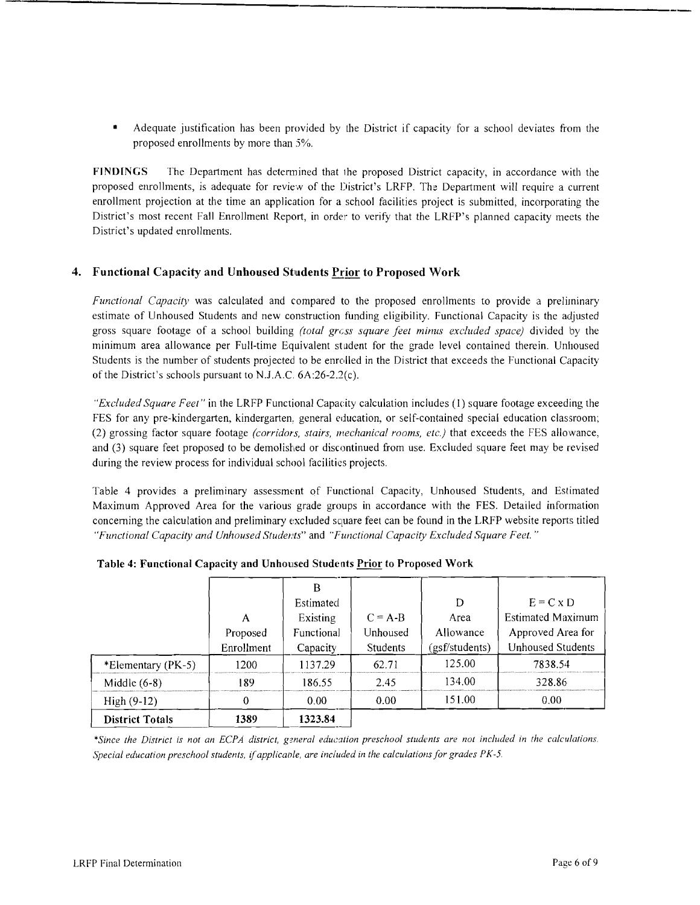- Adequate justification has been provided by the District if capacity for a school deviates from the proposed enrollments by more than 5%.

**FINDINGS** The Department has determined that the proposed District capacity, in accordance with the proposed enrollments, is adequate for review of the District's LRFP. The Department will require a current enrollment projection at the time an application for a school facilities project is submitted, incorporating the District's most recent Fall Enrollment Report, in order to verify that the LRFP's planned capacity meets the District's updated enrollments.

## 4. Functional Capacity and Unhoused Students Prior to Proposed Work

*Functional Capacity* was calculated and compared to the proposed enrollments to provide a preliminary estimate of Unhoused Students and new construction funding eligibility. Functional Capacity is the adjusted gross square footage of a school building *(total gross square feet minus excluded space)* divided by the minimum area allowance per Full-time Equivalent student for the grade level contained therein. Unhoused Students is the number of students projected to be enrolled in the District that exceeds the Functional Capacity of the District's schools pursuant to N.J.A.C. 6A:26-2.2(c).

*"Excluded Square Feet"* in the LRFP Functional Capacity calculation includes (1) square footage exceeding the FES for any pre-kindergarten, kindergarten, general education, or self-contained special education classroom; (2) grossing factor square footage *(corridors, stairs, mechanical rooms, etc.)* that exceeds the FES allowance, and (3) square feet proposed to be demolished or discontinued from use. Excluded square feet may be revised during the review process for individual school facilities projects.

Table 4 provides a preliminary assessment of Functional Capacity, Unhoused Students, and Estimated Maximum Approved Area for the various grade groups in accordance with the FES. Detailed information concerning the calculation and preliminary excluded square feet can be found in the LRFP website reports titled *"Functional Capacity and Unhoused Students"* and *"Functional Capacity Excluded Square Feet."*

**Table 4: Functional Capacity and Unhoused Students Prior to Proposed Work**

| | A Proposed Enrollment | B Estimated Existing Functional Capacity | C = A-B Unhoused Students | D Area Allowance (gsf/students) | E = C x D Estimated Maximum Approved Area for Unhoused Students |
|---|---|---|---|---|---|
| *Elementary (PK-5) | 1200 | 1137.29 | 62.71 | 125.00 | 7838.54 |
| Middle (6-8) | 189 | 186.55 | 2.45 | 134.00 | 328.86 |
| High (9-12) | 0 | 0.00 | 0.00 | 151.00 | 0.00 |
| **District Totals** | **1389** | **1323.84** | | | |

*\*Since the District is not an ECPA district, general education preschool students are not included in the calculations. Special education preschool students, if applicable, are included in the calculations for grades PK-5.*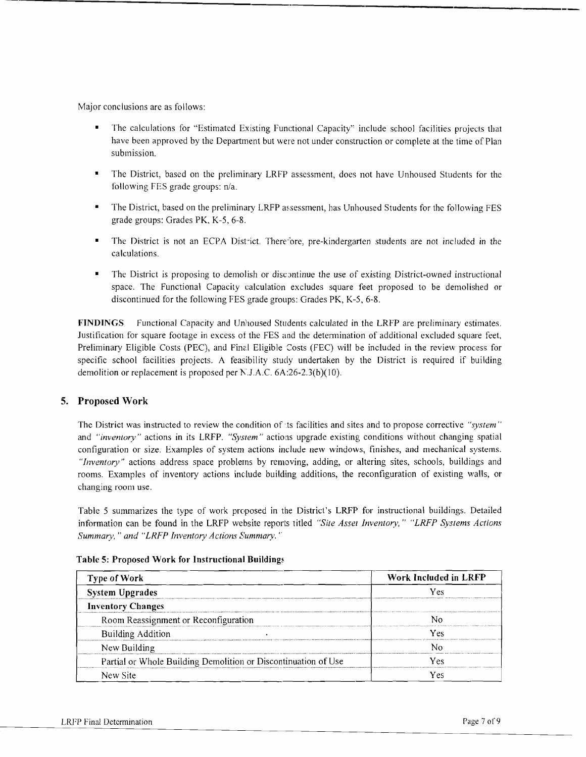Major conclusions are as follows:

- The calculations for "Estimated Existing Functional Capacity" include school facilities projects that have been approved by the Department but were not under construction or complete at the time of Plan submission.
- The District, based on the preliminary LRFP assessment, does not have Unhoused Students for the following FES grade groups: n/a.
- The District, based on the preliminary LRFP assessment, has Unhoused Students for the following FES grade groups: Grades PK, K-5, 6-8.
- The District is not an ECPA District. Therefore, pre-kindergarten students are not included in the calculations.
- The District is proposing to demolish or discontinue the use of existing District-owned instructional space. The Functional Capacity calculation excludes square feet proposed to be demolished or discontinued for the following FES grade groups: Grades PK, K-5, 6-8.

**FINDINGS** Functional Capacity and Unhoused Students calculated in the LRFP are preliminary estimates. Justification for square footage in excess of the FES and the determination of additional excluded square feet, Preliminary Eligible Costs (PEC), and Final Eligible Costs (FEC) will be included in the review process for specific school facilities projects. A feasibility study undertaken by the District is required if building demolition or replacement is proposed per N.J.A.C. 6A:26-2.3(b)(10).

## 5. Proposed Work

The District was instructed to review the condition of its facilities and sites and to propose corrective *"system"* and *"inventory"* actions in its LRFP. *"System"* actions upgrade existing conditions without changing spatial configuration or size. Examples of system actions include new windows, finishes, and mechanical systems. *"Inventory"* actions address space problems by removing, adding, or altering sites, schools, buildings and rooms. Examples of inventory actions include building additions, the reconfiguration of existing walls, or changing room use.

Table 5 summarizes the type of work proposed in the District's LRFP for instructional buildings. Detailed information can be found in the LRFP website reports titled *"Site Asset Inventory," "LRFP Systems Actions Summary," and "LRFP Inventory Actions Summary."*

**Table 5: Proposed Work for Instructional Buildings**

| Type of Work | Work Included in LRFP |
|---|---|
| **System Upgrades** | Yes |
| **Inventory Changes** | |
| Room Reassignment or Reconfiguration | No |
| Building Addition | Yes |
| New Building | No |
| Partial or Whole Building Demolition or Discontinuation of Use | Yes |
| New Site | Yes |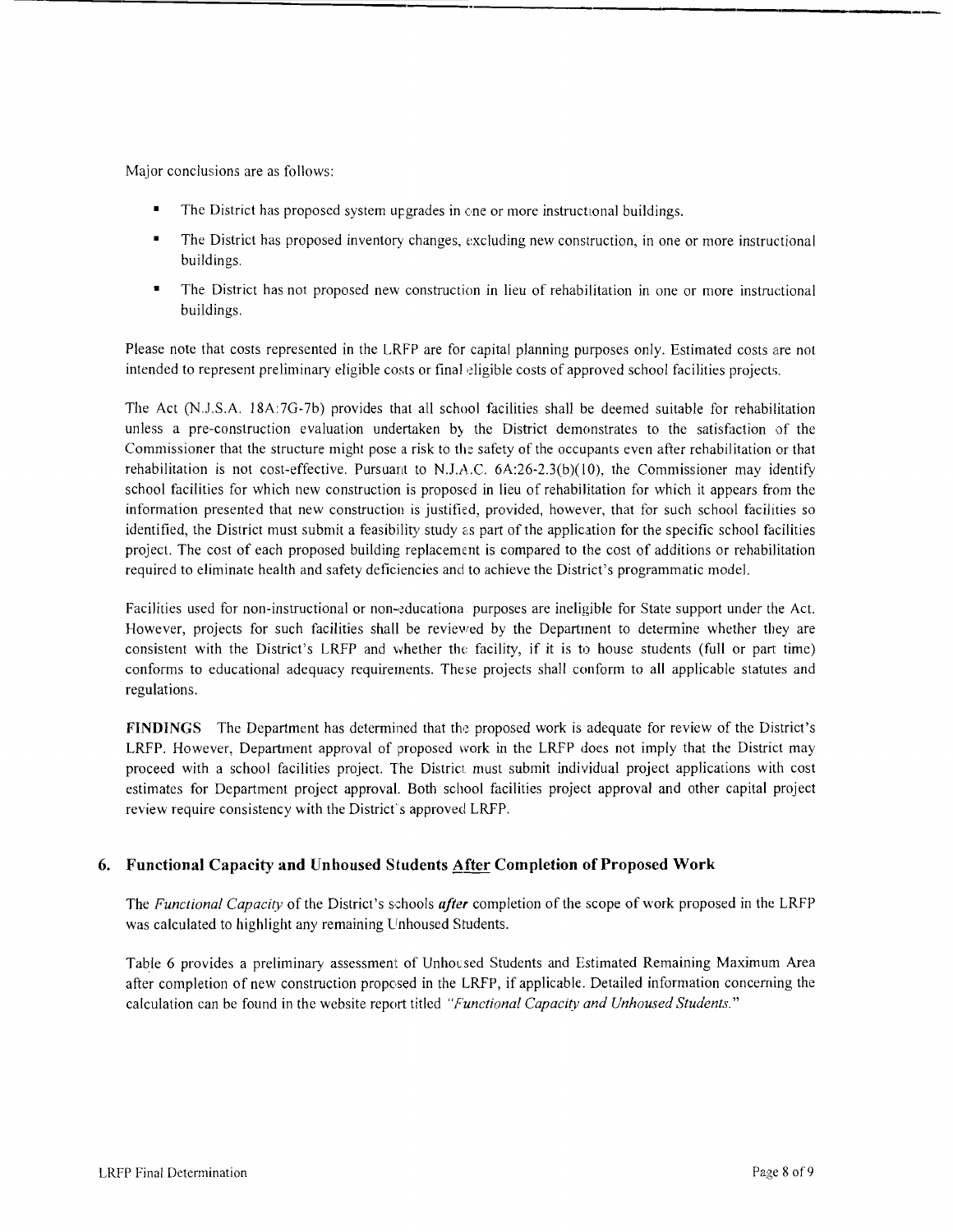Major conclusions are as follows:

- The District has proposed system upgrades in one or more instructional buildings.
- The District has proposed inventory changes, excluding new construction, in one or more instructional buildings.
- The District has not proposed new construction in lieu of rehabilitation in one or more instructional buildings.

Please note that costs represented in the LRFP are for capital planning purposes only. Estimated costs are not intended to represent preliminary eligible costs or final eligible costs of approved school facilities projects.

The Act (N.J.S.A. 18A:7G-7b) provides that all school facilities shall be deemed suitable for rehabilitation unless a pre-construction evaluation undertaken by the District demonstrates to the satisfaction of the Commissioner that the structure might pose a risk to the safety of the occupants even after rehabilitation or that rehabilitation is not cost-effective. Pursuant to N.J.A.C. 6A:26-2.3(b)(10), the Commissioner may identify school facilities for which new construction is proposed in lieu of rehabilitation for which it appears from the information presented that new construction is justified, provided, however, that for such school facilities so identified, the District must submit a feasibility study as part of the application for the specific school facilities project. The cost of each proposed building replacement is compared to the cost of additions or rehabilitation required to eliminate health and safety deficiencies and to achieve the District's programmatic model.

Facilities used for non-instructional or non-educational purposes are ineligible for State support under the Act. However, projects for such facilities shall be reviewed by the Department to determine whether they are consistent with the District's LRFP and whether the facility, if it is to house students (full or part time) conforms to educational adequacy requirements. These projects shall conform to all applicable statutes and regulations.

**FINDINGS** The Department has determined that the proposed work is adequate for review of the District's LRFP. However, Department approval of proposed work in the LRFP does not imply that the District may proceed with a school facilities project. The District must submit individual project applications with cost estimates for Department project approval. Both school facilities project approval and other capital project review require consistency with the District's approved LRFP.

## 6. Functional Capacity and Unhoused Students After Completion of Proposed Work

The *Functional Capacity* of the District's schools ***after*** completion of the scope of work proposed in the LRFP was calculated to highlight any remaining Unhoused Students.

Table 6 provides a preliminary assessment of Unhoused Students and Estimated Remaining Maximum Area after completion of new construction proposed in the LRFP, if applicable. Detailed information concerning the calculation can be found in the website report titled *"Functional Capacity and Unhoused Students."*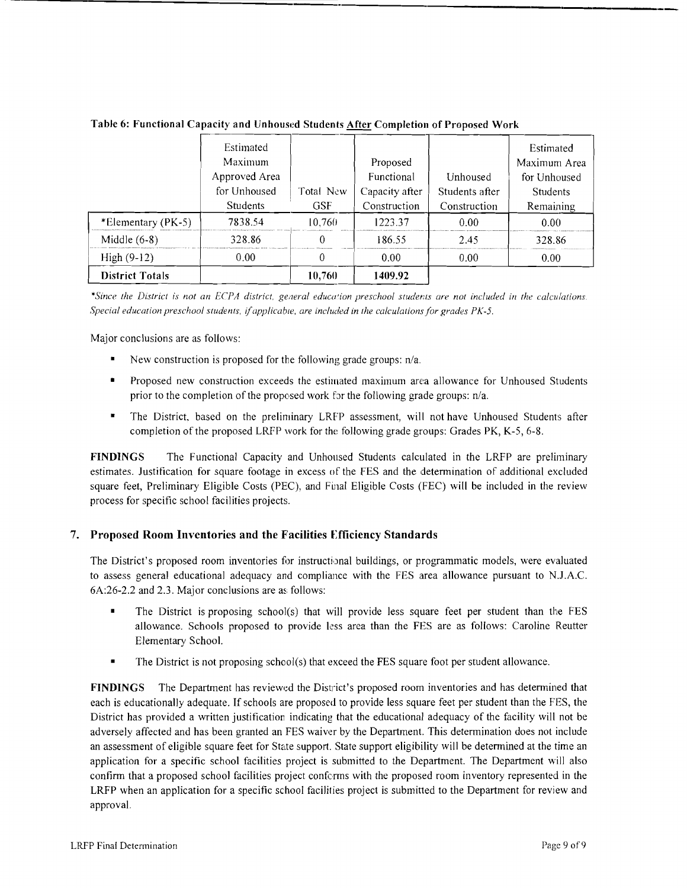**Table 6: Functional Capacity and Unhoused Students After Completion of Proposed Work**

| | Estimated Maximum Approved Area for Unhoused Students | Total New GSF | Proposed Functional Capacity after Construction | Unhoused Students after Construction | Estimated Maximum Area for Unhoused Students Remaining |
|---|---|---|---|---|---|
| *Elementary (PK-5) | 7838.54 | 10,760 | 1223.37 | 0.00 | 0.00 |
| Middle (6-8) | 328.86 | 0 | 186.55 | 2.45 | 328.86 |
| High (9-12) | 0.00 | 0 | 0.00 | 0.00 | 0.00 |
| **District Totals** | | 10,760 | 1409.92 | | |

*\*Since the District is not an ECPA district, general education preschool students are not included in the calculations. Special education preschool students, if applicable, are included in the calculations for grades PK-5.*

Major conclusions are as follows:

- New construction is proposed for the following grade groups: n/a.
- Proposed new construction exceeds the estimated maximum area allowance for Unhoused Students prior to the completion of the proposed work for the following grade groups: n/a.
- The District, based on the preliminary LRFP assessment, will not have Unhoused Students after completion of the proposed LRFP work for the following grade groups: Grades PK, K-5, 6-8.

**FINDINGS** The Functional Capacity and Unhoused Students calculated in the LRFP are preliminary estimates. Justification for square footage in excess of the FES and the determination of additional excluded square feet, Preliminary Eligible Costs (PEC), and Final Eligible Costs (FEC) will be included in the review process for specific school facilities projects.

## 7. Proposed Room Inventories and the Facilities Efficiency Standards

The District's proposed room inventories for instructional buildings, or programmatic models, were evaluated to assess general educational adequacy and compliance with the FES area allowance pursuant to N.J.A.C. 6A:26-2.2 and 2.3. Major conclusions are as follows:

- The District is proposing school(s) that will provide less square feet per student than the FES allowance. Schools proposed to provide less area than the FES are as follows: Caroline Reutter Elementary School.
- The District is not proposing school(s) that exceed the FES square foot per student allowance.

**FINDINGS** The Department has reviewed the District's proposed room inventories and has determined that each is educationally adequate. If schools are proposed to provide less square feet per student than the FES, the District has provided a written justification indicating that the educational adequacy of the facility will not be adversely affected and has been granted an FES waiver by the Department. This determination does not include an assessment of eligible square feet for State support. State support eligibility will be determined at the time an application for a specific school facilities project is submitted to the Department. The Department will also confirm that a proposed school facilities project conforms with the proposed room inventory represented in the LRFP when an application for a specific school facilities project is submitted to the Department for review and approval.